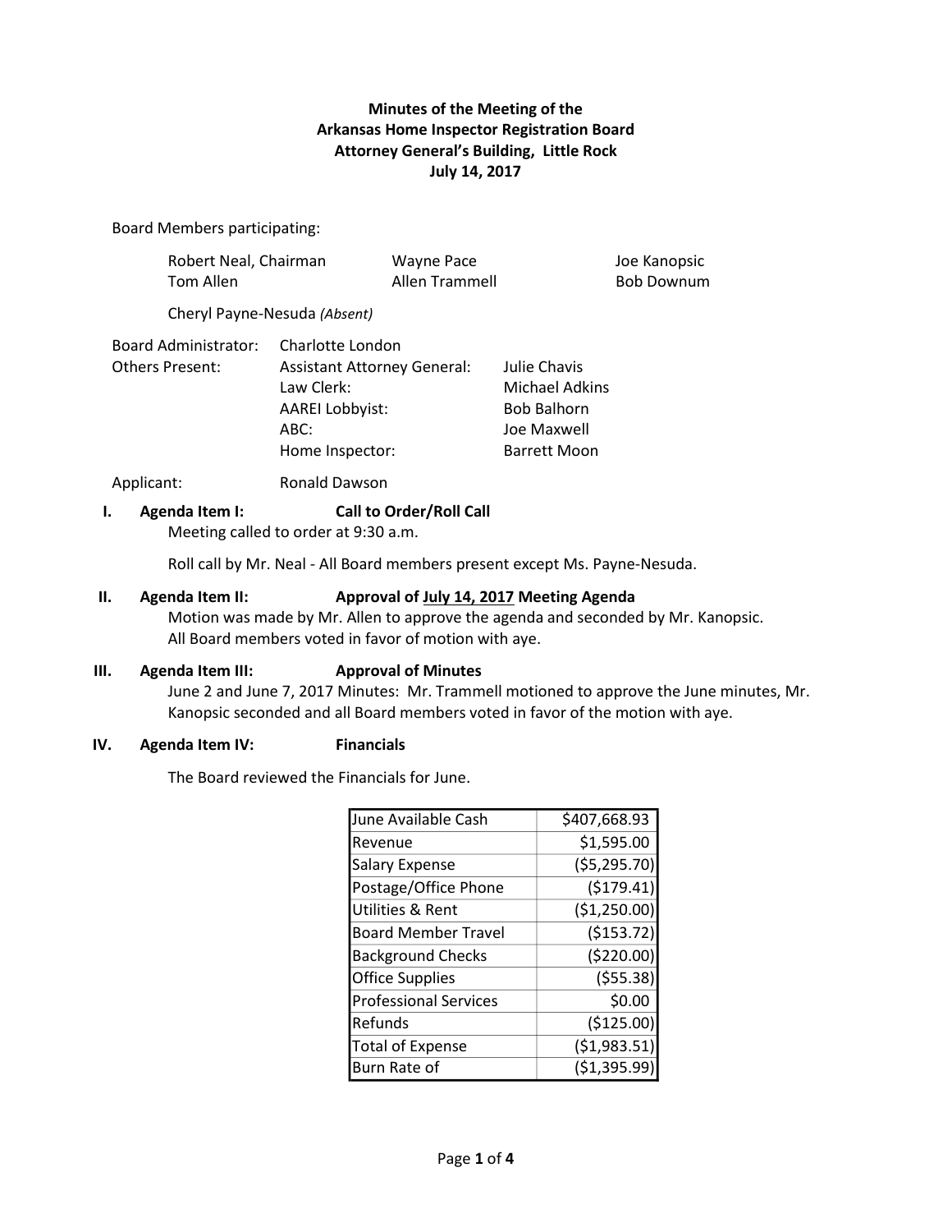**Minutes of the Meeting of the**
**Arkansas Home Inspector Registration Board**
**Attorney General's Building, Little Rock**
**July 14, 2017**

Board Members participating:

| | | |
|---|---|---|
| Robert Neal, Chairman | Wayne Pace | Joe Kanopsic |
| Tom Allen | Allen Trammell | Bob Downum |

Cheryl Payne-Nesuda *(Absent)*

| | | |
|---|---|---|
| Board Administrator: | Charlotte London | |
| Others Present: | Assistant Attorney General: | Julie Chavis |
| | Law Clerk: | Michael Adkins |
| | AAREI Lobbyist: | Bob Balhorn |
| | ABC: | Joe Maxwell |
| | Home Inspector: | Barrett Moon |

Applicant: Ronald Dawson

## I. Agenda Item I: Call to Order/Roll Call

Meeting called to order at 9:30 a.m.

Roll call by Mr. Neal - All Board members present except Ms. Payne-Nesuda.

## II. Agenda Item II: Approval of July 14, 2017 Meeting Agenda

Motion was made by Mr. Allen to approve the agenda and seconded by Mr. Kanopsic. All Board members voted in favor of motion with aye.

## III. Agenda Item III: Approval of Minutes

June 2 and June 7, 2017 Minutes: Mr. Trammell motioned to approve the June minutes, Mr. Kanopsic seconded and all Board members voted in favor of the motion with aye.

## IV. Agenda Item IV: Financials

The Board reviewed the Financials for June.

| | |
|---|---|
| June Available Cash | $407,668.93 |
| Revenue | $1,595.00 |
| Salary Expense | ($5,295.70) |
| Postage/Office Phone | ($179.41) |
| Utilities & Rent | ($1,250.00) |
| Board Member Travel | ($153.72) |
| Background Checks | ($220.00) |
| Office Supplies | ($55.38) |
| Professional Services | $0.00 |
| Refunds | ($125.00) |
| Total of Expense | ($1,983.51) |
| Burn Rate of | ($1,395.99) |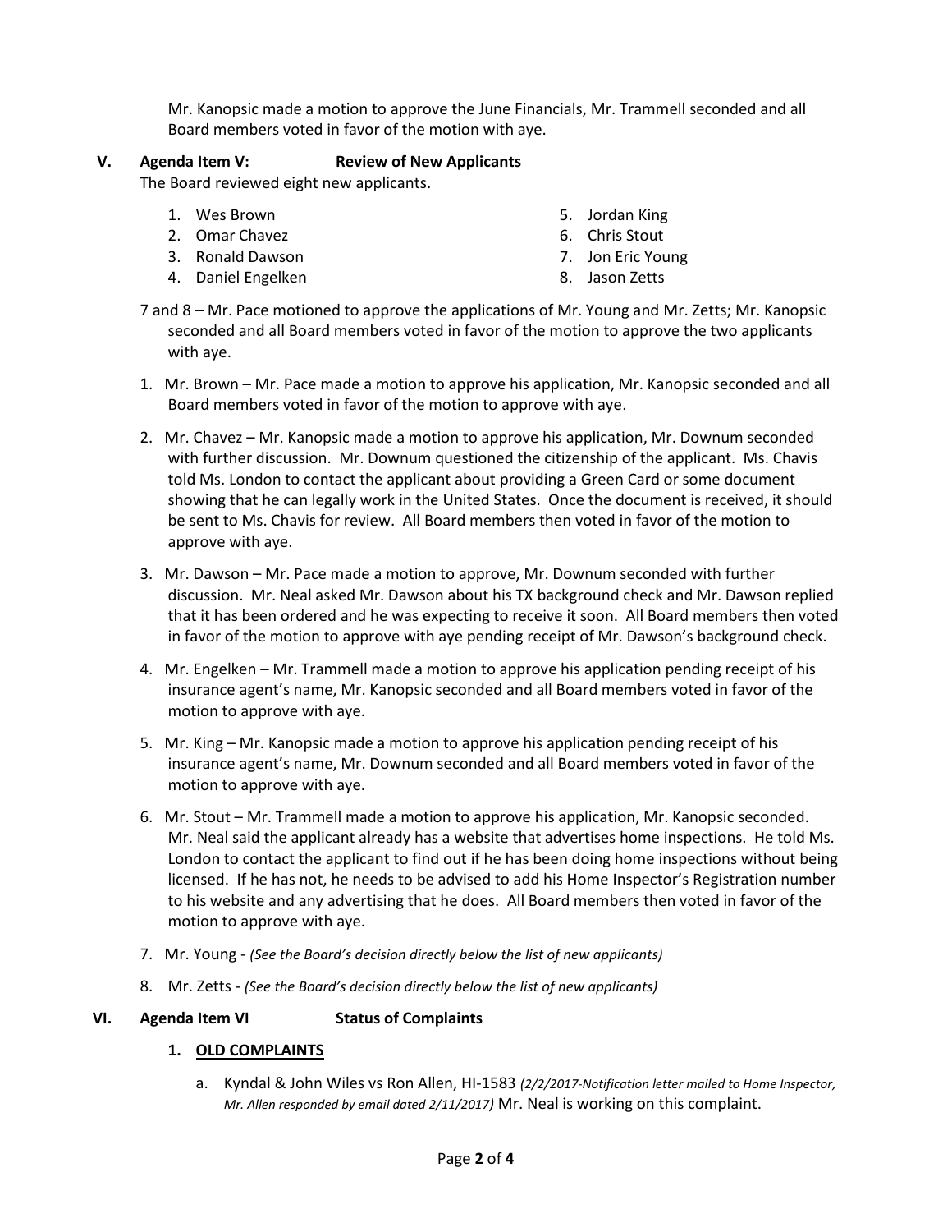Mr. Kanopsic made a motion to approve the June Financials, Mr. Trammell seconded and all Board members voted in favor of the motion with aye.

**V. Agenda Item V: Review of New Applicants**

The Board reviewed eight new applicants.

1. Wes Brown
2. Omar Chavez
3. Ronald Dawson
4. Daniel Engelken
5. Jordan King
6. Chris Stout
7. Jon Eric Young
8. Jason Zetts

7 and 8 – Mr. Pace motioned to approve the applications of Mr. Young and Mr. Zetts; Mr. Kanopsic seconded and all Board members voted in favor of the motion to approve the two applicants with aye.

1. Mr. Brown – Mr. Pace made a motion to approve his application, Mr. Kanopsic seconded and all Board members voted in favor of the motion to approve with aye.
2. Mr. Chavez – Mr. Kanopsic made a motion to approve his application, Mr. Downum seconded with further discussion. Mr. Downum questioned the citizenship of the applicant. Ms. Chavis told Ms. London to contact the applicant about providing a Green Card or some document showing that he can legally work in the United States. Once the document is received, it should be sent to Ms. Chavis for review. All Board members then voted in favor of the motion to approve with aye.
3. Mr. Dawson – Mr. Pace made a motion to approve, Mr. Downum seconded with further discussion. Mr. Neal asked Mr. Dawson about his TX background check and Mr. Dawson replied that it has been ordered and he was expecting to receive it soon. All Board members then voted in favor of the motion to approve with aye pending receipt of Mr. Dawson's background check.
4. Mr. Engelken – Mr. Trammell made a motion to approve his application pending receipt of his insurance agent's name, Mr. Kanopsic seconded and all Board members voted in favor of the motion to approve with aye.
5. Mr. King – Mr. Kanopsic made a motion to approve his application pending receipt of his insurance agent's name, Mr. Downum seconded and all Board members voted in favor of the motion to approve with aye.
6. Mr. Stout – Mr. Trammell made a motion to approve his application, Mr. Kanopsic seconded. Mr. Neal said the applicant already has a website that advertises home inspections. He told Ms. London to contact the applicant to find out if he has been doing home inspections without being licensed. If he has not, he needs to be advised to add his Home Inspector's Registration number to his website and any advertising that he does. All Board members then voted in favor of the motion to approve with aye.
7. Mr. Young - *(See the Board's decision directly below the list of new applicants)*
8. Mr. Zetts - *(See the Board's decision directly below the list of new applicants)*

**VI. Agenda Item VI Status of Complaints**

**1. OLD COMPLAINTS**

a. Kyndal & John Wiles vs Ron Allen, HI-1583 *(2/2/2017-Notification letter mailed to Home Inspector, Mr. Allen responded by email dated 2/11/2017)* Mr. Neal is working on this complaint.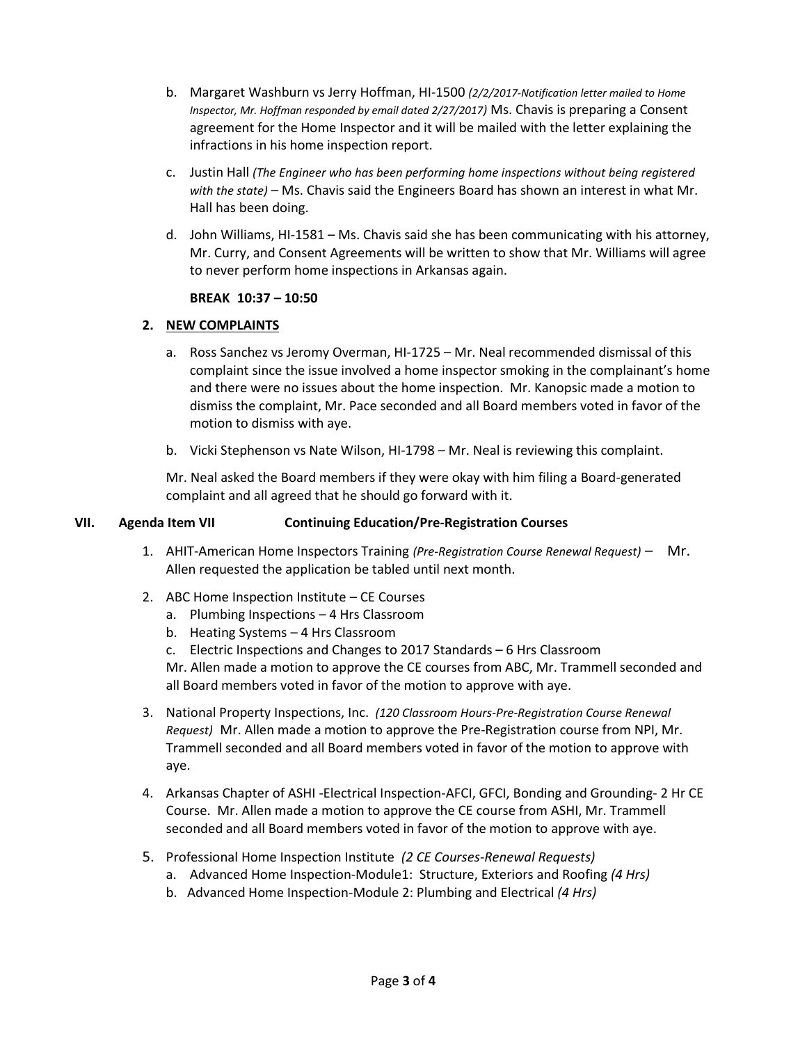b. Margaret Washburn vs Jerry Hoffman, HI-1500 *(2/2/2017-Notification letter mailed to Home Inspector, Mr. Hoffman responded by email dated 2/27/2017)* Ms. Chavis is preparing a Consent agreement for the Home Inspector and it will be mailed with the letter explaining the infractions in his home inspection report.

c. Justin Hall *(The Engineer who has been performing home inspections without being registered with the state)* – Ms. Chavis said the Engineers Board has shown an interest in what Mr. Hall has been doing.

d. John Williams, HI-1581 – Ms. Chavis said she has been communicating with his attorney, Mr. Curry, and Consent Agreements will be written to show that Mr. Williams will agree to never perform home inspections in Arkansas again.

**BREAK 10:37 – 10:50**

**2. NEW COMPLAINTS**

a. Ross Sanchez vs Jeromy Overman, HI-1725 – Mr. Neal recommended dismissal of this complaint since the issue involved a home inspector smoking in the complainant's home and there were no issues about the home inspection. Mr. Kanopsic made a motion to dismiss the complaint, Mr. Pace seconded and all Board members voted in favor of the motion to dismiss with aye.

b. Vicki Stephenson vs Nate Wilson, HI-1798 – Mr. Neal is reviewing this complaint.

Mr. Neal asked the Board members if they were okay with him filing a Board-generated complaint and all agreed that he should go forward with it.

## VII. Agenda Item VII Continuing Education/Pre-Registration Courses

1. AHIT-American Home Inspectors Training *(Pre-Registration Course Renewal Request)* – Mr. Allen requested the application be tabled until next month.

2. ABC Home Inspection Institute – CE Courses
   a. Plumbing Inspections – 4 Hrs Classroom
   b. Heating Systems – 4 Hrs Classroom
   c. Electric Inspections and Changes to 2017 Standards – 6 Hrs Classroom

   Mr. Allen made a motion to approve the CE courses from ABC, Mr. Trammell seconded and all Board members voted in favor of the motion to approve with aye.

3. National Property Inspections, Inc. *(120 Classroom Hours-Pre-Registration Course Renewal Request)* Mr. Allen made a motion to approve the Pre-Registration course from NPI, Mr. Trammell seconded and all Board members voted in favor of the motion to approve with aye.

4. Arkansas Chapter of ASHI -Electrical Inspection-AFCI, GFCI, Bonding and Grounding- 2 Hr CE Course. Mr. Allen made a motion to approve the CE course from ASHI, Mr. Trammell seconded and all Board members voted in favor of the motion to approve with aye.

5. Professional Home Inspection Institute *(2 CE Courses-Renewal Requests)*
   a. Advanced Home Inspection-Module1: Structure, Exteriors and Roofing *(4 Hrs)*
   b. Advanced Home Inspection-Module 2: Plumbing and Electrical *(4 Hrs)*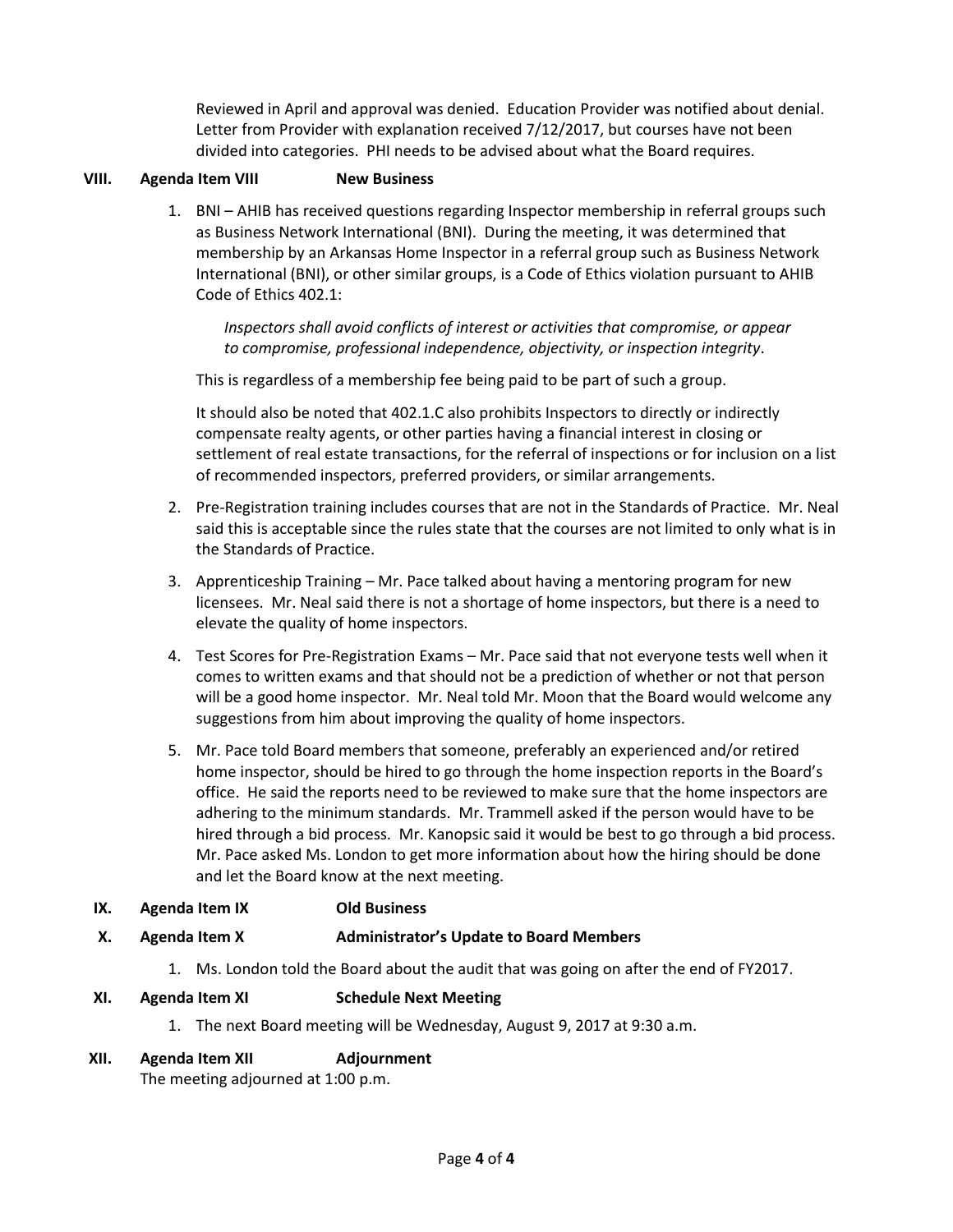Reviewed in April and approval was denied. Education Provider was notified about denial. Letter from Provider with explanation received 7/12/2017, but courses have not been divided into categories. PHI needs to be advised about what the Board requires.

**VIII. Agenda Item VIII New Business**

1. BNI – AHIB has received questions regarding Inspector membership in referral groups such as Business Network International (BNI). During the meeting, it was determined that membership by an Arkansas Home Inspector in a referral group such as Business Network International (BNI), or other similar groups, is a Code of Ethics violation pursuant to AHIB Code of Ethics 402.1:

   *Inspectors shall avoid conflicts of interest or activities that compromise, or appear to compromise, professional independence, objectivity, or inspection integrity*.

   This is regardless of a membership fee being paid to be part of such a group.

   It should also be noted that 402.1.C also prohibits Inspectors to directly or indirectly compensate realty agents, or other parties having a financial interest in closing or settlement of real estate transactions, for the referral of inspections or for inclusion on a list of recommended inspectors, preferred providers, or similar arrangements.

2. Pre-Registration training includes courses that are not in the Standards of Practice. Mr. Neal said this is acceptable since the rules state that the courses are not limited to only what is in the Standards of Practice.

3. Apprenticeship Training – Mr. Pace talked about having a mentoring program for new licensees. Mr. Neal said there is not a shortage of home inspectors, but there is a need to elevate the quality of home inspectors.

4. Test Scores for Pre-Registration Exams – Mr. Pace said that not everyone tests well when it comes to written exams and that should not be a prediction of whether or not that person will be a good home inspector. Mr. Neal told Mr. Moon that the Board would welcome any suggestions from him about improving the quality of home inspectors.

5. Mr. Pace told Board members that someone, preferably an experienced and/or retired home inspector, should be hired to go through the home inspection reports in the Board's office. He said the reports need to be reviewed to make sure that the home inspectors are adhering to the minimum standards. Mr. Trammell asked if the person would have to be hired through a bid process. Mr. Kanopsic said it would be best to go through a bid process. Mr. Pace asked Ms. London to get more information about how the hiring should be done and let the Board know at the next meeting.

**IX. Agenda Item IX Old Business**

**X. Agenda Item X Administrator's Update to Board Members**

1. Ms. London told the Board about the audit that was going on after the end of FY2017.

**XI. Agenda Item XI Schedule Next Meeting**

1. The next Board meeting will be Wednesday, August 9, 2017 at 9:30 a.m.

**XII. Agenda Item XII Adjournment**

The meeting adjourned at 1:00 p.m.